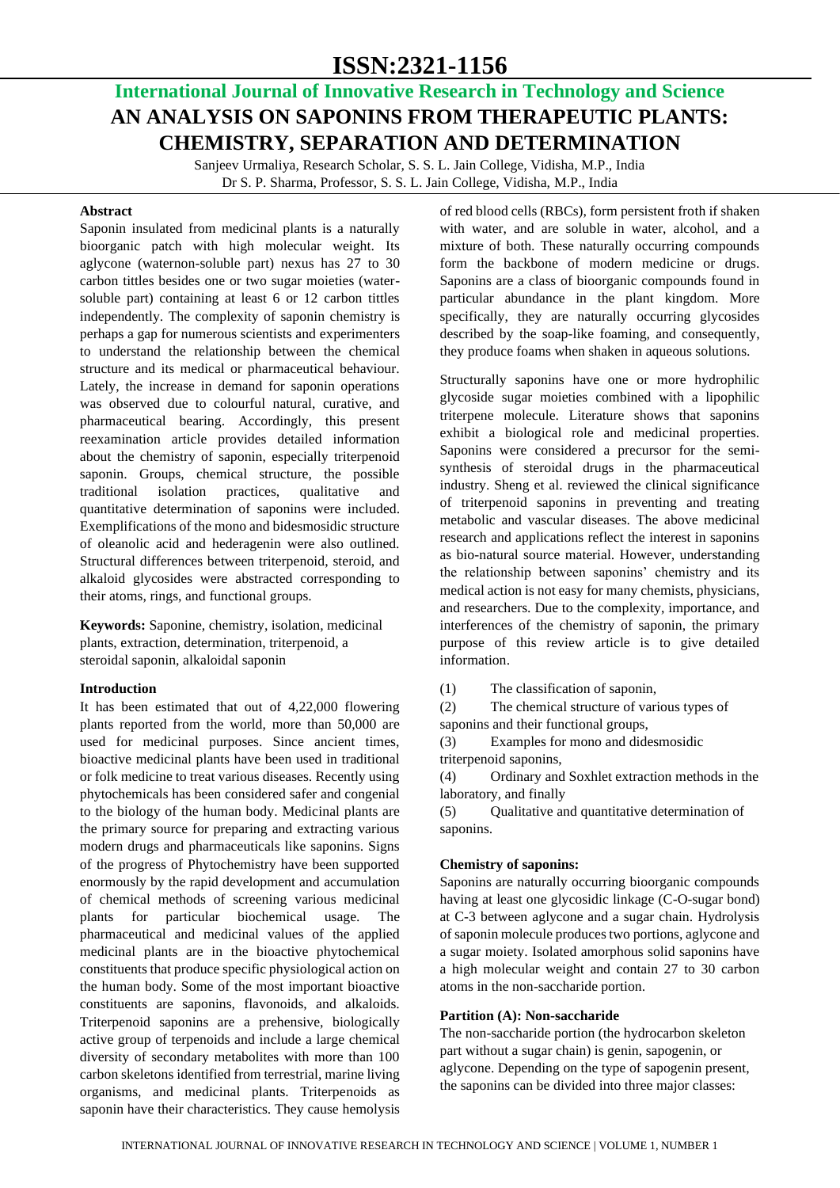# ISSN:2321-1156

## International Journal of Innovative Research in Technology and Science

# AN ANALYSIS ON SAPONINS FROM THERAPEUTIC PLANTS: CHEMISTRY, SEPARATION AND DETERMINATION

Sanjeev Urmaliya, Research Scholar, S. S. L. Jain College, Vidisha, M.P., India
Dr S. P. Sharma, Professor, S. S. L. Jain College, Vidisha, M.P., India

### Abstract

Saponin insulated from medicinal plants is a naturally bioorganic patch with high molecular weight. Its aglycone (waternon-soluble part) nexus has 27 to 30 carbon tittles besides one or two sugar moieties (water-soluble part) containing at least 6 or 12 carbon tittles independently. The complexity of saponin chemistry is perhaps a gap for numerous scientists and experimenters to understand the relationship between the chemical structure and its medical or pharmaceutical behaviour. Lately, the increase in demand for saponin operations was observed due to colourful natural, curative, and pharmaceutical bearing. Accordingly, this present reexamination article provides detailed information about the chemistry of saponin, especially triterpenoid saponin. Groups, chemical structure, the possible traditional isolation practices, qualitative and quantitative determination of saponins were included. Exemplifications of the mono and bidesmosidic structure of oleanolic acid and hederagenin were also outlined. Structural differences between triterpenoid, steroid, and alkaloid glycosides were abstracted corresponding to their atoms, rings, and functional groups.

**Keywords:** Saponine, chemistry, isolation, medicinal plants, extraction, determination, triterpenoid, a steroidal saponin, alkaloidal saponin

### Introduction

It has been estimated that out of 4,22,000 flowering plants reported from the world, more than 50,000 are used for medicinal purposes. Since ancient times, bioactive medicinal plants have been used in traditional or folk medicine to treat various diseases. Recently using phytochemicals has been considered safer and congenial to the biology of the human body. Medicinal plants are the primary source for preparing and extracting various modern drugs and pharmaceuticals like saponins. Signs of the progress of Phytochemistry have been supported enormously by the rapid development and accumulation of chemical methods of screening various medicinal plants for particular biochemical usage. The pharmaceutical and medicinal values of the applied medicinal plants are in the bioactive phytochemical constituents that produce specific physiological action on the human body. Some of the most important bioactive constituents are saponins, flavonoids, and alkaloids. Triterpenoid saponins are a prehensive, biologically active group of terpenoids and include a large chemical diversity of secondary metabolites with more than 100 carbon skeletons identified from terrestrial, marine living organisms, and medicinal plants. Triterpenoids as saponin have their characteristics. They cause hemolysis of red blood cells (RBCs), form persistent froth if shaken with water, and are soluble in water, alcohol, and a mixture of both. These naturally occurring compounds form the backbone of modern medicine or drugs. Saponins are a class of bioorganic compounds found in particular abundance in the plant kingdom. More specifically, they are naturally occurring glycosides described by the soap-like foaming, and consequently, they produce foams when shaken in aqueous solutions.

Structurally saponins have one or more hydrophilic glycoside sugar moieties combined with a lipophilic triterpene molecule. Literature shows that saponins exhibit a biological role and medicinal properties. Saponins were considered a precursor for the semi-synthesis of steroidal drugs in the pharmaceutical industry. Sheng et al. reviewed the clinical significance of triterpenoid saponins in preventing and treating metabolic and vascular diseases. The above medicinal research and applications reflect the interest in saponins as bio-natural source material. However, understanding the relationship between saponins' chemistry and its medical action is not easy for many chemists, physicians, and researchers. Due to the complexity, importance, and interferences of the chemistry of saponin, the primary purpose of this review article is to give detailed information.

(1) The classification of saponin,

(2) The chemical structure of various types of saponins and their functional groups,

(3) Examples for mono and didesmosidic triterpenoid saponins,

(4) Ordinary and Soxhlet extraction methods in the laboratory, and finally

(5) Qualitative and quantitative determination of saponins.

### Chemistry of saponins:

Saponins are naturally occurring bioorganic compounds having at least one glycosidic linkage (C-O-sugar bond) at C-3 between aglycone and a sugar chain. Hydrolysis of saponin molecule produces two portions, aglycone and a sugar moiety. Isolated amorphous solid saponins have a high molecular weight and contain 27 to 30 carbon atoms in the non-saccharide portion.

#### Partition (A): Non-saccharide

The non-saccharide portion (the hydrocarbon skeleton part without a sugar chain) is genin, sapogenin, or aglycone. Depending on the type of sapogenin present, the saponins can be divided into three major classes: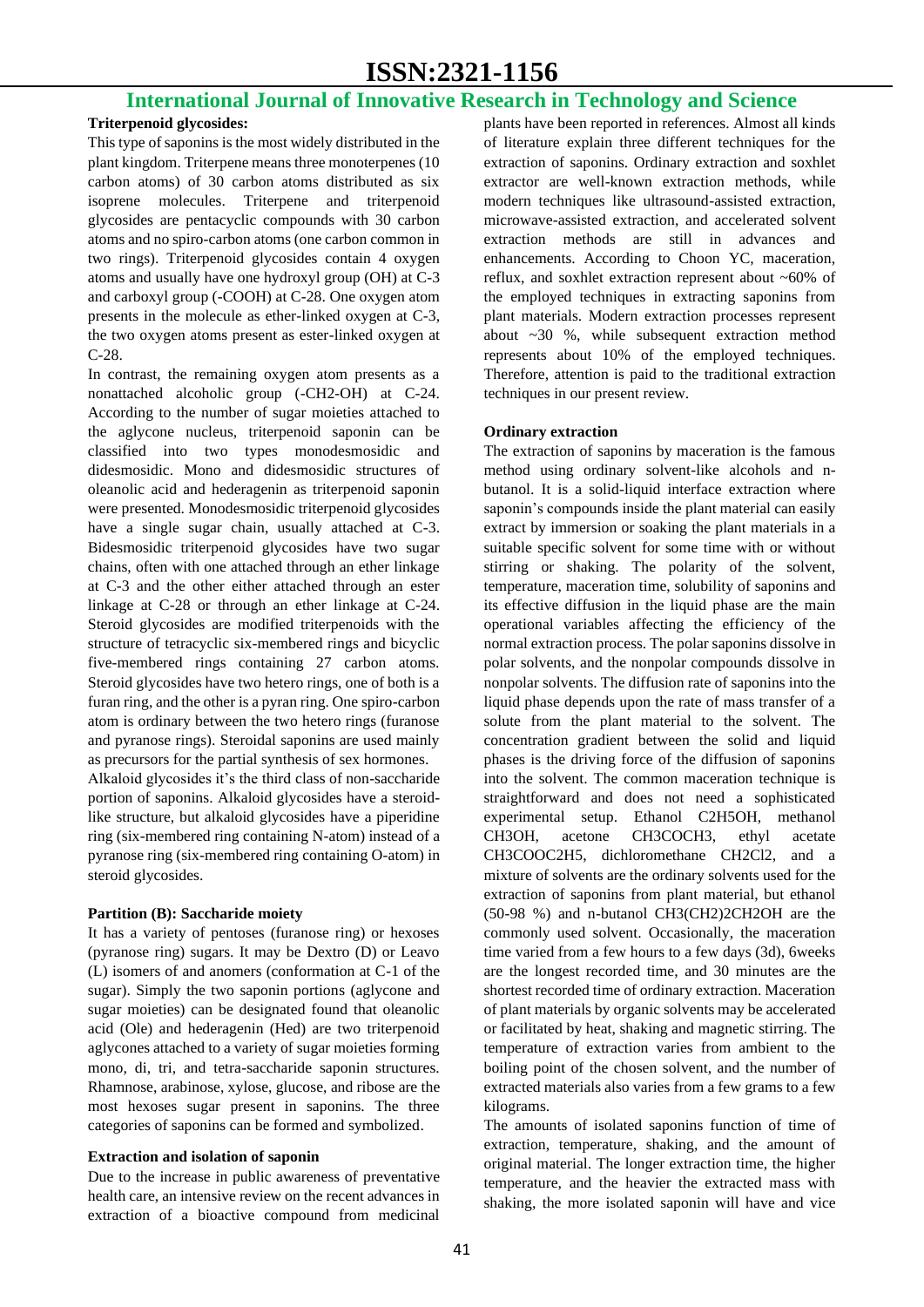**Triterpenoid glycosides:**

This type of saponins is the most widely distributed in the plant kingdom. Triterpene means three monoterpenes (10 carbon atoms) of 30 carbon atoms distributed as six isoprene molecules. Triterpene and triterpenoid glycosides are pentacyclic compounds with 30 carbon atoms and no spiro-carbon atoms (one carbon common in two rings). Triterpenoid glycosides contain 4 oxygen atoms and usually have one hydroxyl group (OH) at C-3 and carboxyl group (-COOH) at C-28. One oxygen atom presents in the molecule as ether-linked oxygen at C-3, the two oxygen atoms present as ester-linked oxygen at C-28.

In contrast, the remaining oxygen atom presents as a nonattached alcoholic group (-CH2-OH) at C-24. According to the number of sugar moieties attached to the aglycone nucleus, triterpenoid saponin can be classified into two types monodesmosidic and didesmosidic. Mono and didesmosidic structures of oleanolic acid and hederagenin as triterpenoid saponin were presented. Monodesmosidic triterpenoid glycosides have a single sugar chain, usually attached at C-3. Bidesmosidic triterpenoid glycosides have two sugar chains, often with one attached through an ether linkage at C-3 and the other either attached through an ester linkage at C-28 or through an ether linkage at C-24. Steroid glycosides are modified triterpenoids with the structure of tetracyclic six-membered rings and bicyclic five-membered rings containing 27 carbon atoms. Steroid glycosides have two hetero rings, one of both is a furan ring, and the other is a pyran ring. One spiro-carbon atom is ordinary between the two hetero rings (furanose and pyranose rings). Steroidal saponins are used mainly as precursors for the partial synthesis of sex hormones.

Alkaloid glycosides it's the third class of non-saccharide portion of saponins. Alkaloid glycosides have a steroid-like structure, but alkaloid glycosides have a piperidine ring (six-membered ring containing N-atom) instead of a pyranose ring (six-membered ring containing O-atom) in steroid glycosides.

**Partition (B): Saccharide moiety**

It has a variety of pentoses (furanose ring) or hexoses (pyranose ring) sugars. It may be Dextro (D) or Leavo (L) isomers of and anomers (conformation at C-1 of the sugar). Simply the two saponin portions (aglycone and sugar moieties) can be designated found that oleanolic acid (Ole) and hederagenin (Hed) are two triterpenoid aglycones attached to a variety of sugar moieties forming mono, di, tri, and tetra-saccharide saponin structures. Rhamnose, arabinose, xylose, glucose, and ribose are the most hexoses sugar present in saponins. The three categories of saponins can be formed and symbolized.

**Extraction and isolation of saponin**

Due to the increase in public awareness of preventative health care, an intensive review on the recent advances in extraction of a bioactive compound from medicinal plants have been reported in references. Almost all kinds of literature explain three different techniques for the extraction of saponins. Ordinary extraction and soxhlet extractor are well-known extraction methods, while modern techniques like ultrasound-assisted extraction, microwave-assisted extraction, and accelerated solvent extraction methods are still in advances and enhancements. According to Choon YC, maceration, reflux, and soxhlet extraction represent about ~60% of the employed techniques in extracting saponins from plant materials. Modern extraction processes represent about ~30 %, while subsequent extraction method represents about 10% of the employed techniques. Therefore, attention is paid to the traditional extraction techniques in our present review.

**Ordinary extraction**

The extraction of saponins by maceration is the famous method using ordinary solvent-like alcohols and n-butanol. It is a solid-liquid interface extraction where saponin's compounds inside the plant material can easily extract by immersion or soaking the plant materials in a suitable specific solvent for some time with or without stirring or shaking. The polarity of the solvent, temperature, maceration time, solubility of saponins and its effective diffusion in the liquid phase are the main operational variables affecting the efficiency of the normal extraction process. The polar saponins dissolve in polar solvents, and the nonpolar compounds dissolve in nonpolar solvents. The diffusion rate of saponins into the liquid phase depends upon the rate of mass transfer of a solute from the plant material to the solvent. The concentration gradient between the solid and liquid phases is the driving force of the diffusion of saponins into the solvent. The common maceration technique is straightforward and does not need a sophisticated experimental setup. Ethanol $C_2H_5OH$, methanol $CH_3OH$, acetone $CH_3COCH_3$, ethyl acetate $CH_3COOC_2H_5$, dichloromethane $CH_2Cl_2$, and a mixture of solvents are the ordinary solvents used for the extraction of saponins from plant material, but ethanol (50-98 %) and n-butanol $CH_3(CH_2)_2CH_2OH$ are the commonly used solvent. Occasionally, the maceration time varied from a few hours to a few days (3d), 6weeks are the longest recorded time, and 30 minutes are the shortest recorded time of ordinary extraction. Maceration of plant materials by organic solvents may be accelerated or facilitated by heat, shaking and magnetic stirring. The temperature of extraction varies from ambient to the boiling point of the chosen solvent, and the number of extracted materials also varies from a few grams to a few kilograms.

The amounts of isolated saponins function of time of extraction, temperature, shaking, and the amount of original material. The longer extraction time, the higher temperature, and the heavier the extracted mass with shaking, the more isolated saponin will have and vice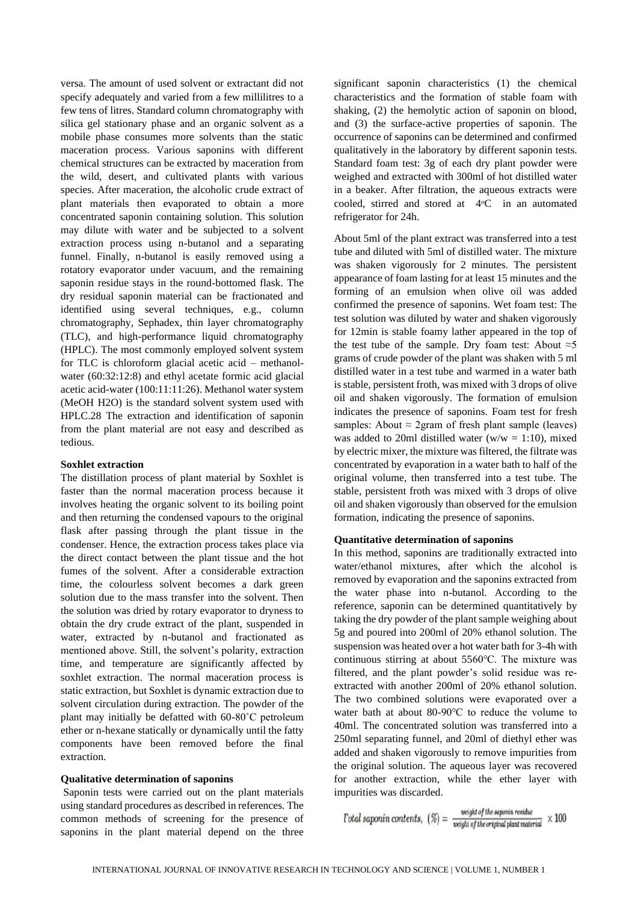versa. The amount of used solvent or extractant did not specify adequately and varied from a few millilitres to a few tens of litres. Standard column chromatography with silica gel stationary phase and an organic solvent as a mobile phase consumes more solvents than the static maceration process. Various saponins with different chemical structures can be extracted by maceration from the wild, desert, and cultivated plants with various species. After maceration, the alcoholic crude extract of plant materials then evaporated to obtain a more concentrated saponin containing solution. This solution may dilute with water and be subjected to a solvent extraction process using n-butanol and a separating funnel. Finally, n-butanol is easily removed using a rotatory evaporator under vacuum, and the remaining saponin residue stays in the round-bottomed flask. The dry residual saponin material can be fractionated and identified using several techniques, e.g., column chromatography, Sephadex, thin layer chromatography (TLC), and high-performance liquid chromatography (HPLC). The most commonly employed solvent system for TLC is chloroform glacial acetic acid – methanol-water (60:32:12:8) and ethyl acetate formic acid glacial acetic acid-water (100:11:11:26). Methanol water system (MeOH H2O) is the standard solvent system used with HPLC.28 The extraction and identification of saponin from the plant material are not easy and described as tedious.

**Soxhlet extraction**

The distillation process of plant material by Soxhlet is faster than the normal maceration process because it involves heating the organic solvent to its boiling point and then returning the condensed vapours to the original flask after passing through the plant tissue in the condenser. Hence, the extraction process takes place via the direct contact between the plant tissue and the hot fumes of the solvent. After a considerable extraction time, the colourless solvent becomes a dark green solution due to the mass transfer into the solvent. Then the solution was dried by rotary evaporator to dryness to obtain the dry crude extract of the plant, suspended in water, extracted by n-butanol and fractionated as mentioned above. Still, the solvent's polarity, extraction time, and temperature are significantly affected by soxhlet extraction. The normal maceration process is static extraction, but Soxhlet is dynamic extraction due to solvent circulation during extraction. The powder of the plant may initially be defatted with 60-80˚C petroleum ether or n-hexane statically or dynamically until the fatty components have been removed before the final extraction.

**Qualitative determination of saponins**

Saponin tests were carried out on the plant materials using standard procedures as described in references. The common methods of screening for the presence of saponins in the plant material depend on the three significant saponin characteristics (1) the chemical characteristics and the formation of stable foam with shaking, (2) the hemolytic action of saponin on blood, and (3) the surface-active properties of saponin. The occurrence of saponins can be determined and confirmed qualitatively in the laboratory by different saponin tests. Standard foam test: 3g of each dry plant powder were weighed and extracted with 300ml of hot distilled water in a beaker. After filtration, the aqueous extracts were cooled, stirred and stored at 4°C in an automated refrigerator for 24h.

About 5ml of the plant extract was transferred into a test tube and diluted with 5ml of distilled water. The mixture was shaken vigorously for 2 minutes. The persistent appearance of foam lasting for at least 15 minutes and the forming of an emulsion when olive oil was added confirmed the presence of saponins. Wet foam test: The test solution was diluted by water and shaken vigorously for 12min is stable foamy lather appeared in the top of the test tube of the sample. Dry foam test: About ≈5 grams of crude powder of the plant was shaken with 5 ml distilled water in a test tube and warmed in a water bath is stable, persistent froth, was mixed with 3 drops of olive oil and shaken vigorously. The formation of emulsion indicates the presence of saponins. Foam test for fresh samples: About ≈ 2gram of fresh plant sample (leaves) was added to 20ml distilled water (w/w = 1:10), mixed by electric mixer, the mixture was filtered, the filtrate was concentrated by evaporation in a water bath to half of the original volume, then transferred into a test tube. The stable, persistent froth was mixed with 3 drops of olive oil and shaken vigorously than observed for the emulsion formation, indicating the presence of saponins.

**Quantitative determination of saponins**

In this method, saponins are traditionally extracted into water/ethanol mixtures, after which the alcohol is removed by evaporation and the saponins extracted from the water phase into n-butanol. According to the reference, saponin can be determined quantitatively by taking the dry powder of the plant sample weighing about 5g and poured into 200ml of 20% ethanol solution. The suspension was heated over a hot water bath for 3-4h with continuous stirring at about 5560°C. The mixture was filtered, and the plant powder's solid residue was re-extracted with another 200ml of 20% ethanol solution. The two combined solutions were evaporated over a water bath at about 80-90°C to reduce the volume to 40ml. The concentrated solution was transferred into a 250ml separating funnel, and 20ml of diethyl ether was added and shaken vigorously to remove impurities from the original solution. The aqueous layer was recovered for another extraction, while the ether layer with impurities was discarded.

$$\textit{Total saponin contents},\ (\%) = \frac{\textit{weight of the saponin residue}}{\textit{weight of the original plant material}} \times 100$$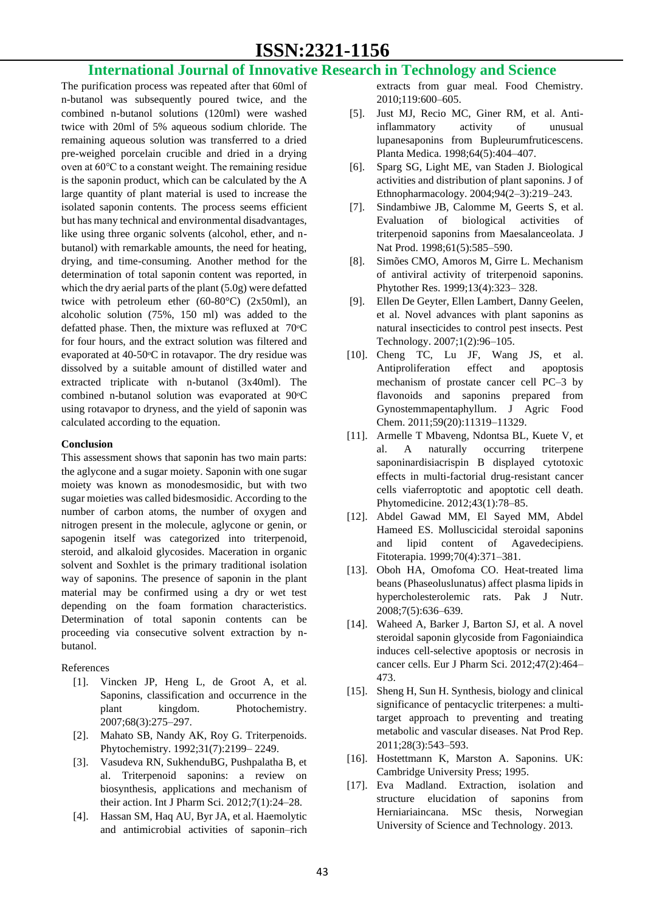The purification process was repeated after that 60ml of n-butanol was subsequently poured twice, and the combined n-butanol solutions (120ml) were washed twice with 20ml of 5% aqueous sodium chloride. The remaining aqueous solution was transferred to a dried pre-weighed porcelain crucible and dried in a drying oven at 60℃ to a constant weight. The remaining residue is the saponin product, which can be calculated by the A large quantity of plant material is used to increase the isolated saponin contents. The process seems efficient but has many technical and environmental disadvantages, like using three organic solvents (alcohol, ether, and n-butanol) with remarkable amounts, the need for heating, drying, and time-consuming. Another method for the determination of total saponin content was reported, in which the dry aerial parts of the plant (5.0g) were defatted twice with petroleum ether (60-80°C) (2x50ml), an alcoholic solution (75%, 150 ml) was added to the defatted phase. Then, the mixture was refluxed at 70°C for four hours, and the extract solution was filtered and evaporated at 40-50°C in rotavapor. The dry residue was dissolved by a suitable amount of distilled water and extracted triplicate with n-butanol (3x40ml). The combined n-butanol solution was evaporated at 90°C using rotavapor to dryness, and the yield of saponin was calculated according to the equation.

**Conclusion**

This assessment shows that saponin has two main parts: the aglycone and a sugar moiety. Saponin with one sugar moiety was known as monodesmosidic, but with two sugar moieties was called bidesmosidic. According to the number of carbon atoms, the number of oxygen and nitrogen present in the molecule, aglycone or genin, or sapogenin itself was categorized into triterpenoid, steroid, and alkaloid glycosides. Maceration in organic solvent and Soxhlet is the primary traditional isolation way of saponins. The presence of saponin in the plant material may be confirmed using a dry or wet test depending on the foam formation characteristics. Determination of total saponin contents can be proceeding via consecutive solvent extraction by n-butanol.

References

[1]. Vincken JP, Heng L, de Groot A, et al. Saponins, classification and occurrence in the plant kingdom. Photochemistry. 2007;68(3):275–297.

[2]. Mahato SB, Nandy AK, Roy G. Triterpenoids. Phytochemistry. 1992;31(7):2199– 2249.

[3]. Vasudeva RN, SukhenduBG, Pushpalatha B, et al. Triterpenoid saponins: a review on biosynthesis, applications and mechanism of their action. Int J Pharm Sci. 2012;7(1):24–28.

[4]. Hassan SM, Haq AU, Byr JA, et al. Haemolytic and antimicrobial activities of saponin–rich extracts from guar meal. Food Chemistry. 2010;119:600–605.

[5]. Just MJ, Recio MC, Giner RM, et al. Anti-inflammatory activity of unusual lupanesaponins from Bupleurumfruticescens. Planta Medica. 1998;64(5):404–407.

[6]. Sparg SG, Light ME, van Staden J. Biological activities and distribution of plant saponins. J of Ethnopharmacology. 2004;94(2–3):219–243.

[7]. Sindambiwe JB, Calomme M, Geerts S, et al. Evaluation of biological activities of triterpenoid saponins from Maesalanceolata. J Nat Prod. 1998;61(5):585–590.

[8]. Simões CMO, Amoros M, Girre L. Mechanism of antiviral activity of triterpenoid saponins. Phytother Res. 1999;13(4):323– 328.

[9]. Ellen De Geyter, Ellen Lambert, Danny Geelen, et al. Novel advances with plant saponins as natural insecticides to control pest insects. Pest Technology. 2007;1(2):96–105.

[10]. Cheng TC, Lu JF, Wang JS, et al. Antiproliferation effect and apoptosis mechanism of prostate cancer cell PC–3 by flavonoids and saponins prepared from Gynostemmapentaphyllum. J Agric Food Chem. 2011;59(20):11319–11329.

[11]. Armelle T Mbaveng, Ndontsa BL, Kuete V, et al. A naturally occurring triterpene saponinardisiacrispin B displayed cytotoxic effects in multi-factorial drug-resistant cancer cells viaferroptotic and apoptotic cell death. Phytomedicine. 2012;43(1):78–85.

[12]. Abdel Gawad MM, El Sayed MM, Abdel Hameed ES. Molluscicidal steroidal saponins and lipid content of Agavedecipiens. Fitoterapia. 1999;70(4):371–381.

[13]. Oboh HA, Omofoma CO. Heat-treated lima beans (Phaseoluslunatus) affect plasma lipids in hypercholesterolemic rats. Pak J Nutr. 2008;7(5):636–639.

[14]. Waheed A, Barker J, Barton SJ, et al. A novel steroidal saponin glycoside from Fagoniaindica induces cell-selective apoptosis or necrosis in cancer cells. Eur J Pharm Sci. 2012;47(2):464–473.

[15]. Sheng H, Sun H. Synthesis, biology and clinical significance of pentacyclic triterpenes: a multi-target approach to preventing and treating metabolic and vascular diseases. Nat Prod Rep. 2011;28(3):543–593.

[16]. Hostettmann K, Marston A. Saponins. UK: Cambridge University Press; 1995.

[17]. Eva Madland. Extraction, isolation and structure elucidation of saponins from Herniariaincana. MSc thesis, Norwegian University of Science and Technology. 2013.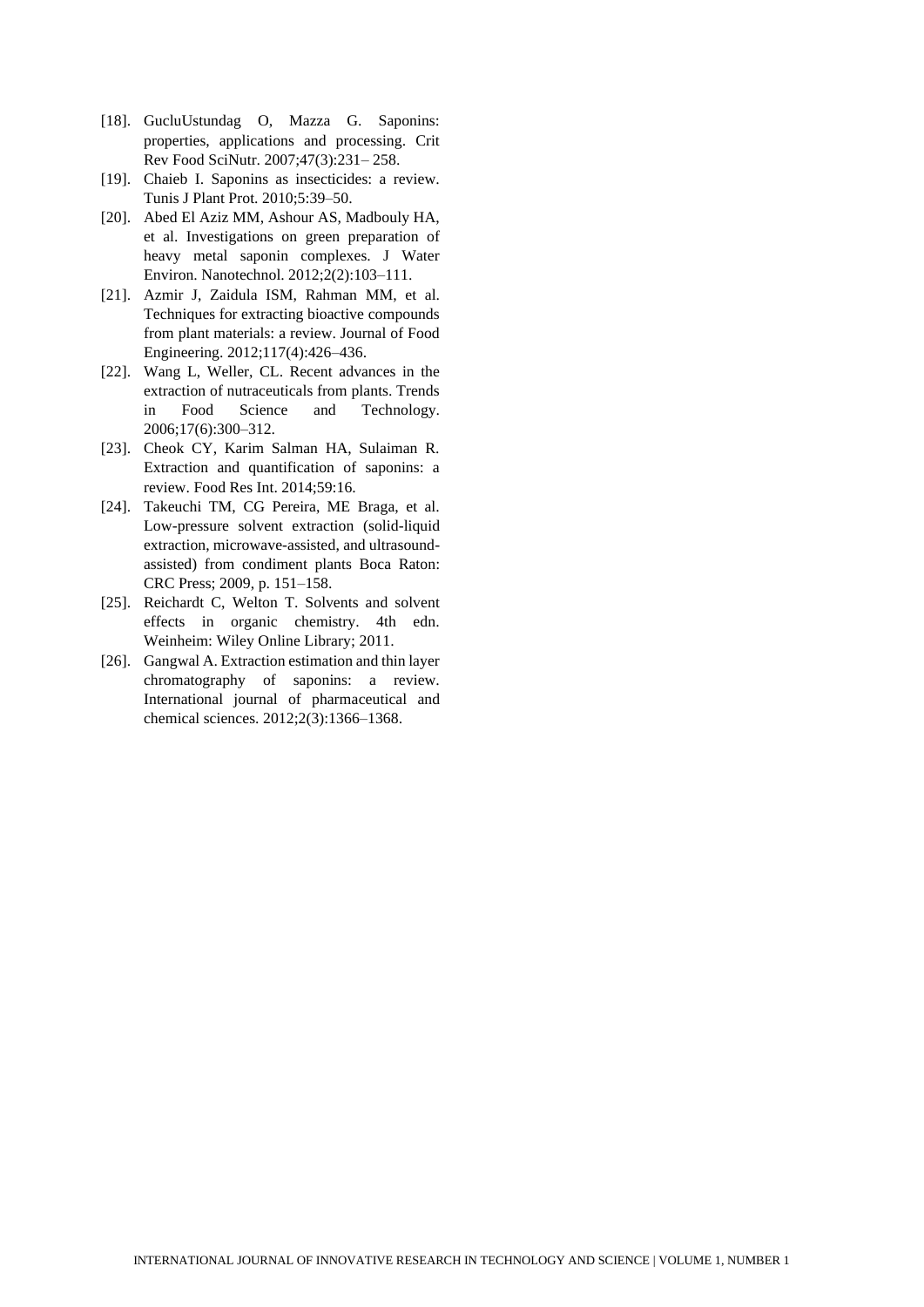[18]. GucluUstundag O, Mazza G. Saponins: properties, applications and processing. Crit Rev Food SciNutr. 2007;47(3):231– 258.

[19]. Chaieb I. Saponins as insecticides: a review. Tunis J Plant Prot. 2010;5:39–50.

[20]. Abed El Aziz MM, Ashour AS, Madbouly HA, et al. Investigations on green preparation of heavy metal saponin complexes. J Water Environ. Nanotechnol. 2012;2(2):103–111.

[21]. Azmir J, Zaidula ISM, Rahman MM, et al. Techniques for extracting bioactive compounds from plant materials: a review. Journal of Food Engineering. 2012;117(4):426–436.

[22]. Wang L, Weller, CL. Recent advances in the extraction of nutraceuticals from plants. Trends in Food Science and Technology. 2006;17(6):300–312.

[23]. Cheok CY, Karim Salman HA, Sulaiman R. Extraction and quantification of saponins: a review. Food Res Int. 2014;59:16.

[24]. Takeuchi TM, CG Pereira, ME Braga, et al. Low-pressure solvent extraction (solid-liquid extraction, microwave-assisted, and ultrasound-assisted) from condiment plants Boca Raton: CRC Press; 2009, p. 151–158.

[25]. Reichardt C, Welton T. Solvents and solvent effects in organic chemistry. 4th edn. Weinheim: Wiley Online Library; 2011.

[26]. Gangwal A. Extraction estimation and thin layer chromatography of saponins: a review. International journal of pharmaceutical and chemical sciences. 2012;2(3):1366–1368.